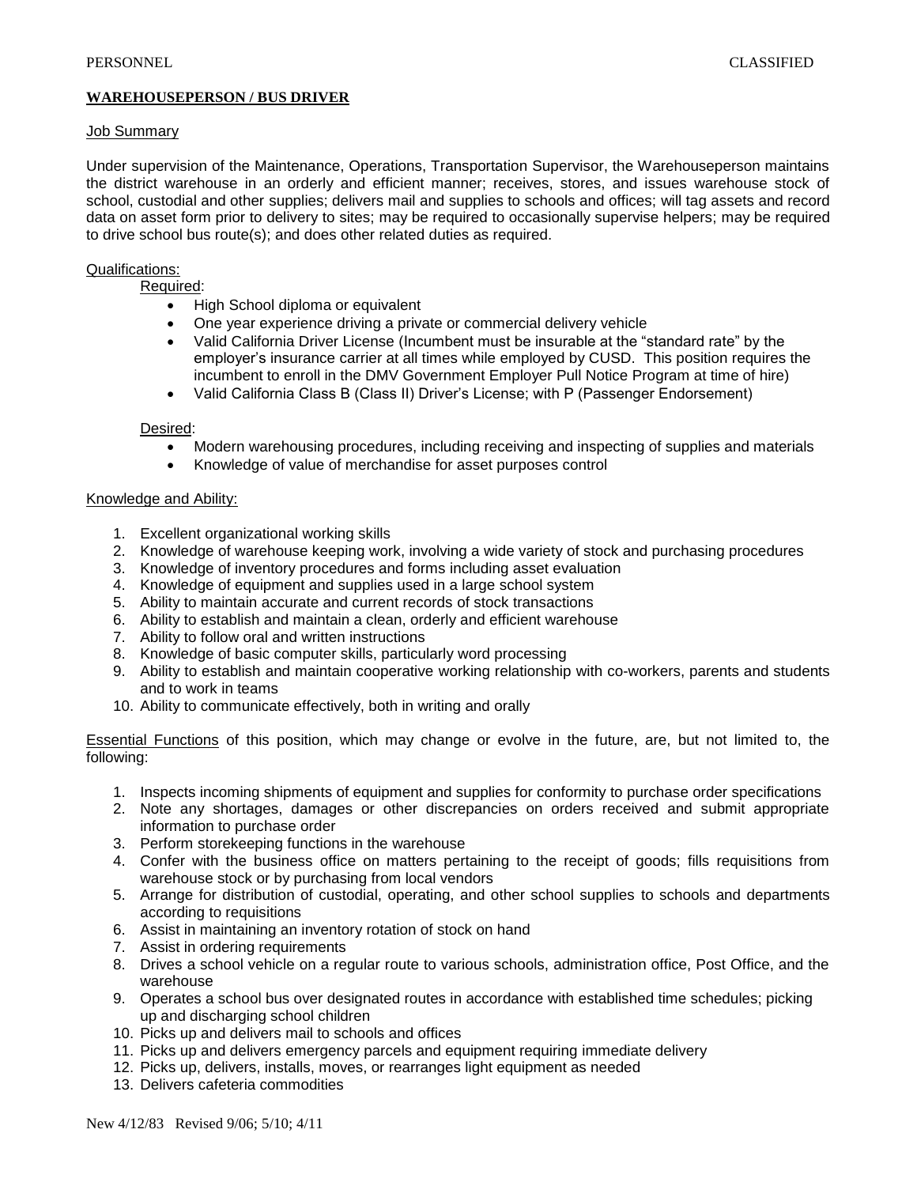PERSONNEL CLASSIFIED

**WAREHOUSEPERSON / BUS DRIVER**

Job Summary

Under supervision of the Maintenance, Operations, Transportation Supervisor, the Warehouseperson maintains the district warehouse in an orderly and efficient manner; receives, stores, and issues warehouse stock of school, custodial and other supplies; delivers mail and supplies to schools and offices; will tag assets and record data on asset form prior to delivery to sites; may be required to occasionally supervise helpers; may be required to drive school bus route(s); and does other related duties as required.

Qualifications:

Required:

- High School diploma or equivalent
- One year experience driving a private or commercial delivery vehicle
- Valid California Driver License (Incumbent must be insurable at the "standard rate" by the employer's insurance carrier at all times while employed by CUSD. This position requires the incumbent to enroll in the DMV Government Employer Pull Notice Program at time of hire)
- Valid California Class B (Class II) Driver's License; with P (Passenger Endorsement)

Desired:

- Modern warehousing procedures, including receiving and inspecting of supplies and materials
- Knowledge of value of merchandise for asset purposes control

Knowledge and Ability:

1. Excellent organizational working skills
2. Knowledge of warehouse keeping work, involving a wide variety of stock and purchasing procedures
3. Knowledge of inventory procedures and forms including asset evaluation
4. Knowledge of equipment and supplies used in a large school system
5. Ability to maintain accurate and current records of stock transactions
6. Ability to establish and maintain a clean, orderly and efficient warehouse
7. Ability to follow oral and written instructions
8. Knowledge of basic computer skills, particularly word processing
9. Ability to establish and maintain cooperative working relationship with co-workers, parents and students and to work in teams
10. Ability to communicate effectively, both in writing and orally

Essential Functions of this position, which may change or evolve in the future, are, but not limited to, the following:

1. Inspects incoming shipments of equipment and supplies for conformity to purchase order specifications
2. Note any shortages, damages or other discrepancies on orders received and submit appropriate information to purchase order
3. Perform storekeeping functions in the warehouse
4. Confer with the business office on matters pertaining to the receipt of goods; fills requisitions from warehouse stock or by purchasing from local vendors
5. Arrange for distribution of custodial, operating, and other school supplies to schools and departments according to requisitions
6. Assist in maintaining an inventory rotation of stock on hand
7. Assist in ordering requirements
8. Drives a school vehicle on a regular route to various schools, administration office, Post Office, and the warehouse
9. Operates a school bus over designated routes in accordance with established time schedules; picking up and discharging school children
10. Picks up and delivers mail to schools and offices
11. Picks up and delivers emergency parcels and equipment requiring immediate delivery
12. Picks up, delivers, installs, moves, or rearranges light equipment as needed
13. Delivers cafeteria commodities

New 4/12/83 Revised 9/06; 5/10; 4/11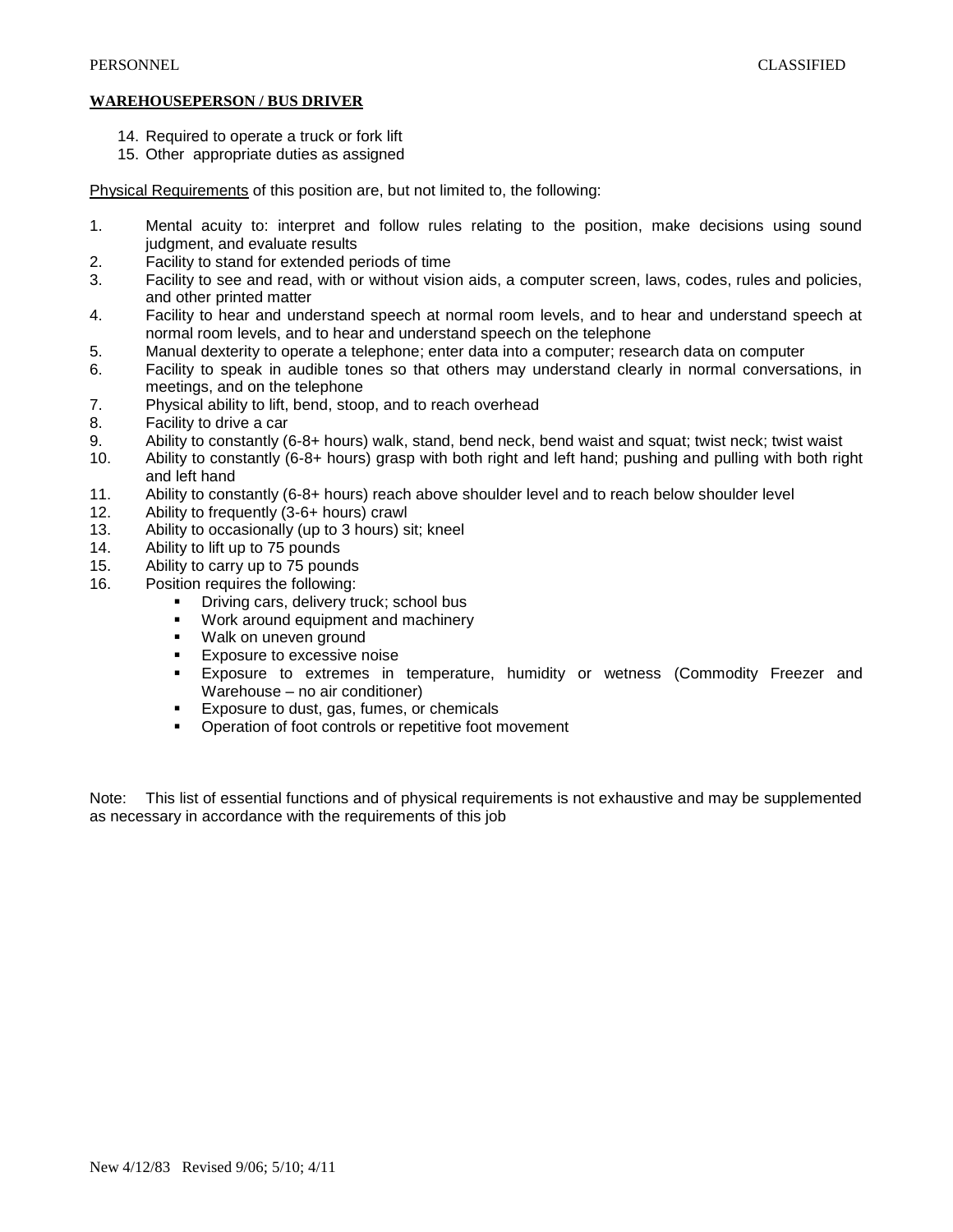**WAREHOUSEPERSON / BUS DRIVER**

14. Required to operate a truck or fork lift
15. Other appropriate duties as assigned

Physical Requirements of this position are, but not limited to, the following:

1. Mental acuity to: interpret and follow rules relating to the position, make decisions using sound judgment, and evaluate results
2. Facility to stand for extended periods of time
3. Facility to see and read, with or without vision aids, a computer screen, laws, codes, rules and policies, and other printed matter
4. Facility to hear and understand speech at normal room levels, and to hear and understand speech at normal room levels, and to hear and understand speech on the telephone
5. Manual dexterity to operate a telephone; enter data into a computer; research data on computer
6. Facility to speak in audible tones so that others may understand clearly in normal conversations, in meetings, and on the telephone
7. Physical ability to lift, bend, stoop, and to reach overhead
8. Facility to drive a car
9. Ability to constantly (6-8+ hours) walk, stand, bend neck, bend waist and squat; twist neck; twist waist
10. Ability to constantly (6-8+ hours) grasp with both right and left hand; pushing and pulling with both right and left hand
11. Ability to constantly (6-8+ hours) reach above shoulder level and to reach below shoulder level
12. Ability to frequently (3-6+ hours) crawl
13. Ability to occasionally (up to 3 hours) sit; kneel
14. Ability to lift up to 75 pounds
15. Ability to carry up to 75 pounds
16. Position requires the following:
    - Driving cars, delivery truck; school bus
    - Work around equipment and machinery
    - Walk on uneven ground
    - Exposure to excessive noise
    - Exposure to extremes in temperature, humidity or wetness (Commodity Freezer and Warehouse – no air conditioner)
    - Exposure to dust, gas, fumes, or chemicals
    - Operation of foot controls or repetitive foot movement

Note: This list of essential functions and of physical requirements is not exhaustive and may be supplemented as necessary in accordance with the requirements of this job

New 4/12/83 Revised 9/06; 5/10; 4/11